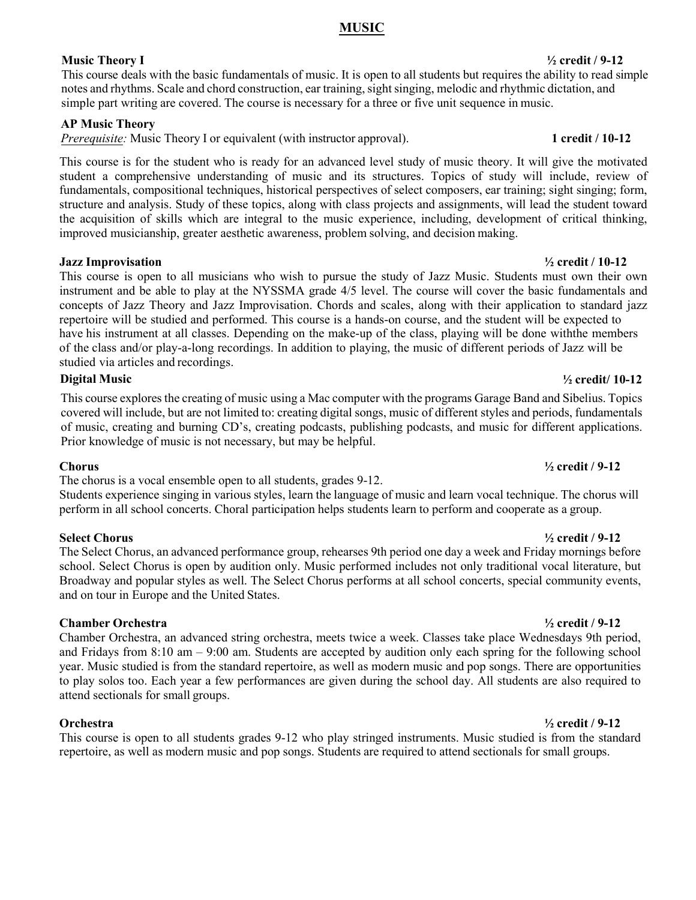# MUSIC

**Music Theory I** **½ credit / 9-12**

This course deals with the basic fundamentals of music. It is open to all students but requires the ability to read simple notes and rhythms. Scale and chord construction, ear training, sight singing, melodic and rhythmic dictation, and simple part writing are covered. The course is necessary for a three or five unit sequence in music.

**AP Music Theory**

*Prerequisite:* Music Theory I or equivalent (with instructor approval). **1 credit / 10-12**

This course is for the student who is ready for an advanced level study of music theory. It will give the motivated student a comprehensive understanding of music and its structures. Topics of study will include, review of fundamentals, compositional techniques, historical perspectives of select composers, ear training; sight singing; form, structure and analysis. Study of these topics, along with class projects and assignments, will lead the student toward the acquisition of skills which are integral to the music experience, including, development of critical thinking, improved musicianship, greater aesthetic awareness, problem solving, and decision making.

**Jazz Improvisation** **½ credit / 10-12**

This course is open to all musicians who wish to pursue the study of Jazz Music. Students must own their own instrument and be able to play at the NYSSMA grade 4/5 level. The course will cover the basic fundamentals and concepts of Jazz Theory and Jazz Improvisation. Chords and scales, along with their application to standard jazz repertoire will be studied and performed. This course is a hands-on course, and the student will be expected to have his instrument at all classes. Depending on the make-up of the class, playing will be done withthe members of the class and/or play-a-long recordings. In addition to playing, the music of different periods of Jazz will be studied via articles and recordings.

**Digital Music** **½ credit/ 10-12**

This course explores the creating of music using a Mac computer with the programs Garage Band and Sibelius. Topics covered will include, but are not limited to: creating digital songs, music of different styles and periods, fundamentals of music, creating and burning CD's, creating podcasts, publishing podcasts, and music for different applications. Prior knowledge of music is not necessary, but may be helpful.

**Chorus** **½ credit / 9-12**

The chorus is a vocal ensemble open to all students, grades 9-12.
Students experience singing in various styles, learn the language of music and learn vocal technique. The chorus will perform in all school concerts. Choral participation helps students learn to perform and cooperate as a group.

**Select Chorus** **½ credit / 9-12**

The Select Chorus, an advanced performance group, rehearses 9th period one day a week and Friday mornings before school. Select Chorus is open by audition only. Music performed includes not only traditional vocal literature, but Broadway and popular styles as well. The Select Chorus performs at all school concerts, special community events, and on tour in Europe and the United States.

**Chamber Orchestra** **½ credit / 9-12**

Chamber Orchestra, an advanced string orchestra, meets twice a week. Classes take place Wednesdays 9th period, and Fridays from 8:10 am – 9:00 am. Students are accepted by audition only each spring for the following school year. Music studied is from the standard repertoire, as well as modern music and pop songs. There are opportunities to play solos too. Each year a few performances are given during the school day. All students are also required to attend sectionals for small groups.

**Orchestra** **½ credit / 9-12**

This course is open to all students grades 9-12 who play stringed instruments. Music studied is from the standard repertoire, as well as modern music and pop songs. Students are required to attend sectionals for small groups.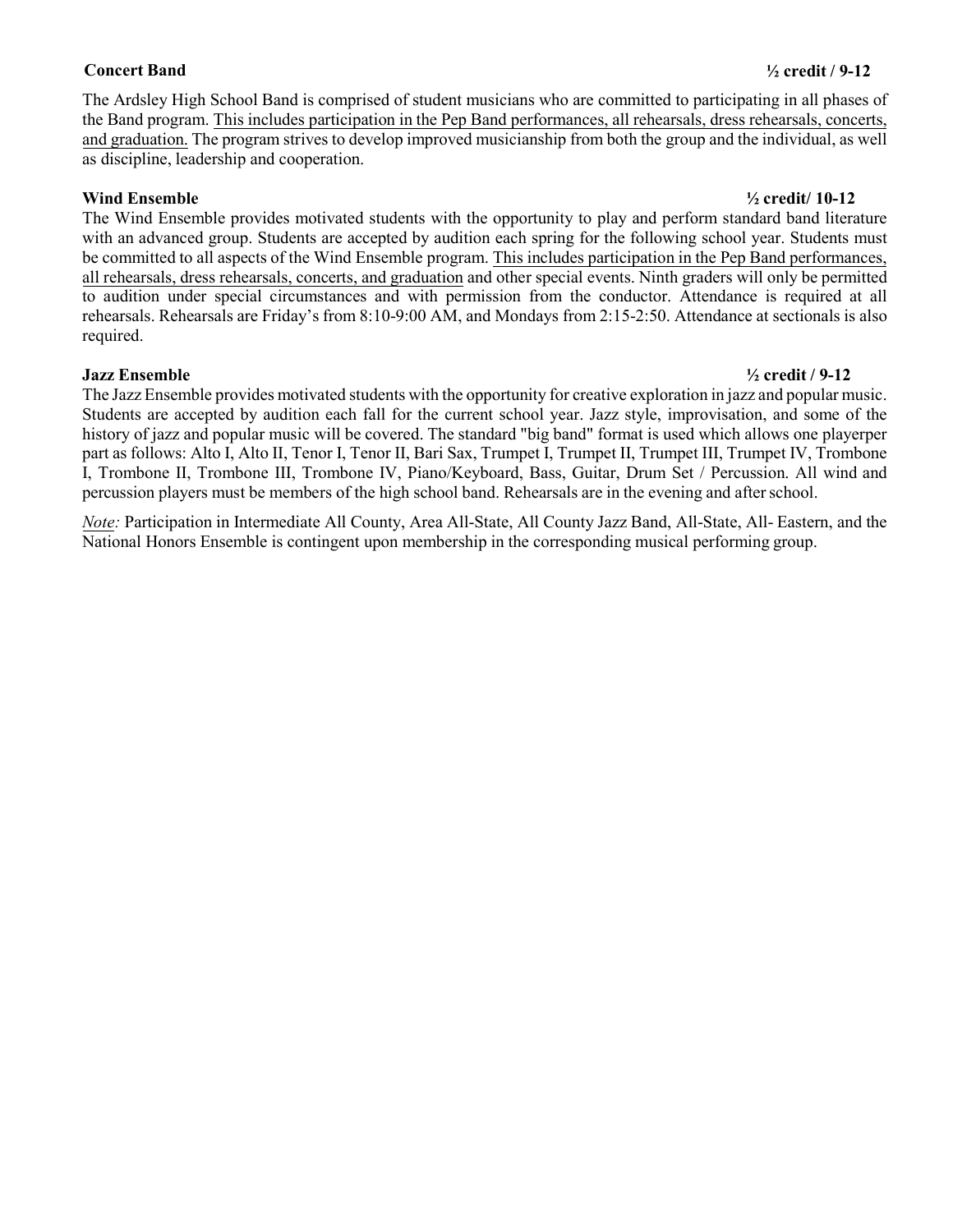**Concert Band** **½ credit / 9-12**

The Ardsley High School Band is comprised of student musicians who are committed to participating in all phases of the Band program. <u>This includes participation in the Pep Band performances, all rehearsals, dress rehearsals, concerts, and graduation.</u> The program strives to develop improved musicianship from both the group and the individual, as well as discipline, leadership and cooperation.

**Wind Ensemble** **½ credit/ 10-12**

The Wind Ensemble provides motivated students with the opportunity to play and perform standard band literature with an advanced group. Students are accepted by audition each spring for the following school year. Students must be committed to all aspects of the Wind Ensemble program. <u>This includes participation in the Pep Band performances, all rehearsals, dress rehearsals, concerts, and graduation</u> and other special events. Ninth graders will only be permitted to audition under special circumstances and with permission from the conductor. Attendance is required at all rehearsals. Rehearsals are Friday's from 8:10-9:00 AM, and Mondays from 2:15-2:50. Attendance at sectionals is also required.

**Jazz Ensemble** **½ credit / 9-12**

The Jazz Ensemble provides motivated students with the opportunity for creative exploration in jazz and popular music. Students are accepted by audition each fall for the current school year. Jazz style, improvisation, and some of the history of jazz and popular music will be covered. The standard "big band" format is used which allows one playerper part as follows: Alto I, Alto II, Tenor I, Tenor II, Bari Sax, Trumpet I, Trumpet II, Trumpet III, Trumpet IV, Trombone I, Trombone II, Trombone III, Trombone IV, Piano/Keyboard, Bass, Guitar, Drum Set / Percussion. All wind and percussion players must be members of the high school band. Rehearsals are in the evening and after school.

<u>*Note:*</u> Participation in Intermediate All County, Area All-State, All County Jazz Band, All-State, All- Eastern, and the National Honors Ensemble is contingent upon membership in the corresponding musical performing group.